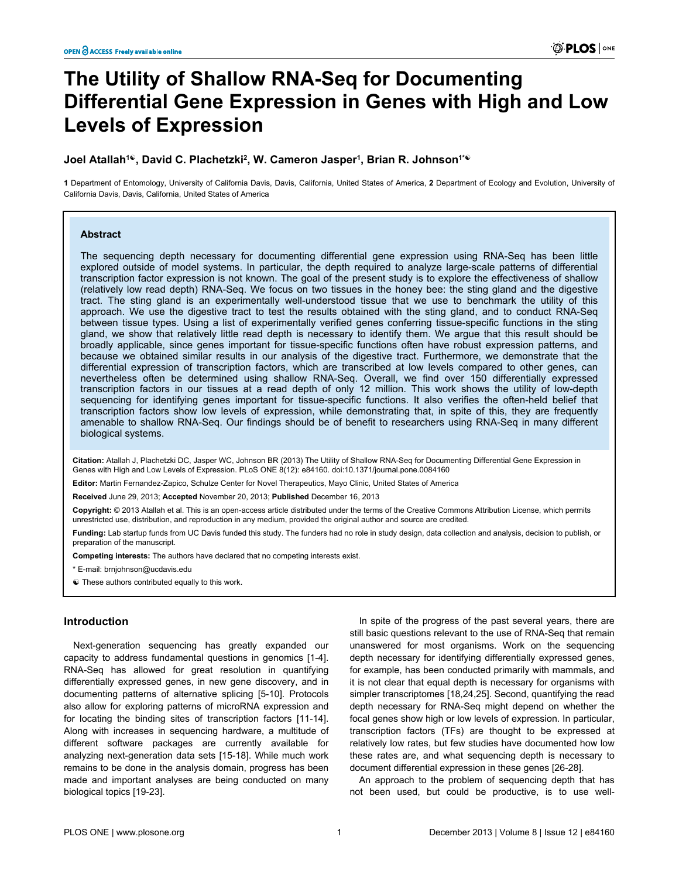# The Utility of Shallow RNA-Seq for Documenting Differential Gene Expression in Genes with High and Low Levels of Expression

**Joel Atallah[1☯], David C. Plachetzki[2], W. Cameron Jasper[1], Brian R. Johnson[1*☯]**

**1** Department of Entomology, University of California Davis, Davis, California, United States of America, **2** Department of Ecology and Evolution, University of California Davis, Davis, California, United States of America

## Abstract

The sequencing depth necessary for documenting differential gene expression using RNA-Seq has been little explored outside of model systems. In particular, the depth required to analyze large-scale patterns of differential transcription factor expression is not known. The goal of the present study is to explore the effectiveness of shallow (relatively low read depth) RNA-Seq. We focus on two tissues in the honey bee: the sting gland and the digestive tract. The sting gland is an experimentally well-understood tissue that we use to benchmark the utility of this approach. We use the digestive tract to test the results obtained with the sting gland, and to conduct RNA-Seq between tissue types. Using a list of experimentally verified genes conferring tissue-specific functions in the sting gland, we show that relatively little read depth is necessary to identify them. We argue that this result should be broadly applicable, since genes important for tissue-specific functions often have robust expression patterns, and because we obtained similar results in our analysis of the digestive tract. Furthermore, we demonstrate that the differential expression of transcription factors, which are transcribed at low levels compared to other genes, can nevertheless often be determined using shallow RNA-Seq. Overall, we find over 150 differentially expressed transcription factors in our tissues at a read depth of only 12 million. This work shows the utility of low-depth sequencing for identifying genes important for tissue-specific functions. It also verifies the often-held belief that transcription factors show low levels of expression, while demonstrating that, in spite of this, they are frequently amenable to shallow RNA-Seq. Our findings should be of benefit to researchers using RNA-Seq in many different biological systems.

**Citation:** Atallah J, Plachetzki DC, Jasper WC, Johnson BR (2013) The Utility of Shallow RNA-Seq for Documenting Differential Gene Expression in Genes with High and Low Levels of Expression. PLoS ONE 8(12): e84160. doi:10.1371/journal.pone.0084160

**Editor:** Martin Fernandez-Zapico, Schulze Center for Novel Therapeutics, Mayo Clinic, United States of America

**Received** June 29, 2013; **Accepted** November 20, 2013; **Published** December 16, 2013

**Copyright:** © 2013 Atallah et al. This is an open-access article distributed under the terms of the Creative Commons Attribution License, which permits unrestricted use, distribution, and reproduction in any medium, provided the original author and source are credited.

**Funding:** Lab startup funds from UC Davis funded this study. The funders had no role in study design, data collection and analysis, decision to publish, or preparation of the manuscript.

**Competing interests:** The authors have declared that no competing interests exist.

\* E-mail: brnjohnson@ucdavis.edu

☯ These authors contributed equally to this work.

## Introduction

Next-generation sequencing has greatly expanded our capacity to address fundamental questions in genomics [1-4]. RNA-Seq has allowed for great resolution in quantifying differentially expressed genes, in new gene discovery, and in documenting patterns of alternative splicing [5-10]. Protocols also allow for exploring patterns of microRNA expression and for locating the binding sites of transcription factors [11-14]. Along with increases in sequencing hardware, a multitude of different software packages are currently available for analyzing next-generation data sets [15-18]. While much work remains to be done in the analysis domain, progress has been made and important analyses are being conducted on many biological topics [19-23].

In spite of the progress of the past several years, there are still basic questions relevant to the use of RNA-Seq that remain unanswered for most organisms. Work on the sequencing depth necessary for identifying differentially expressed genes, for example, has been conducted primarily with mammals, and it is not clear that equal depth is necessary for organisms with simpler transcriptomes [18,24,25]. Second, quantifying the read depth necessary for RNA-Seq might depend on whether the focal genes show high or low levels of expression. In particular, transcription factors (TFs) are thought to be expressed at relatively low rates, but few studies have documented how low these rates are, and what sequencing depth is necessary to document differential expression in these genes [26-28].

An approach to the problem of sequencing depth that has not been used, but could be productive, is to use well-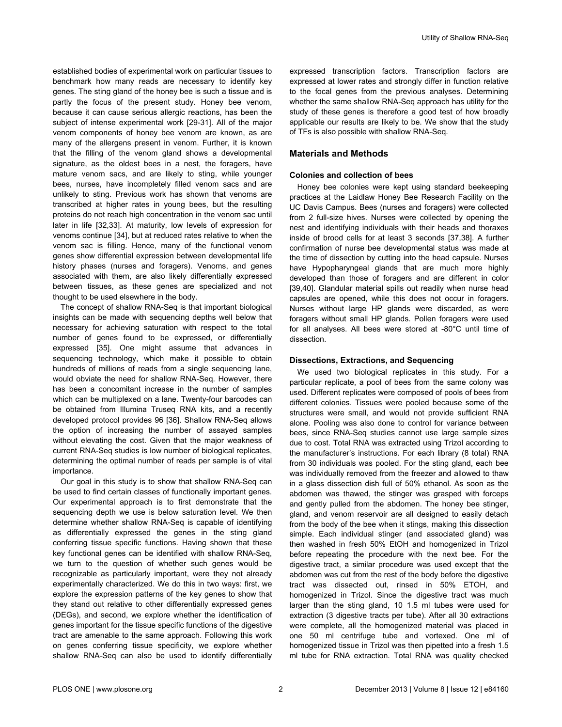established bodies of experimental work on particular tissues to benchmark how many reads are necessary to identify key genes. The sting gland of the honey bee is such a tissue and is partly the focus of the present study. Honey bee venom, because it can cause serious allergic reactions, has been the subject of intense experimental work [29-31]. All of the major venom components of honey bee venom are known, as are many of the allergens present in venom. Further, it is known that the filling of the venom gland shows a developmental signature, as the oldest bees in a nest, the foragers, have mature venom sacs, and are likely to sting, while younger bees, nurses, have incompletely filled venom sacs and are unlikely to sting. Previous work has shown that venoms are transcribed at higher rates in young bees, but the resulting proteins do not reach high concentration in the venom sac until later in life [32,33]. At maturity, low levels of expression for venoms continue [34], but at reduced rates relative to when the venom sac is filling. Hence, many of the functional venom genes show differential expression between developmental life history phases (nurses and foragers). Venoms, and genes associated with them, are also likely differentially expressed between tissues, as these genes are specialized and not thought to be used elsewhere in the body.

The concept of shallow RNA-Seq is that important biological insights can be made with sequencing depths well below that necessary for achieving saturation with respect to the total number of genes found to be expressed, or differentially expressed [35]. One might assume that advances in sequencing technology, which make it possible to obtain hundreds of millions of reads from a single sequencing lane, would obviate the need for shallow RNA-Seq. However, there has been a concomitant increase in the number of samples which can be multiplexed on a lane. Twenty-four barcodes can be obtained from Illumina Truseq RNA kits, and a recently developed protocol provides 96 [36]. Shallow RNA-Seq allows the option of increasing the number of assayed samples without elevating the cost. Given that the major weakness of current RNA-Seq studies is low number of biological replicates, determining the optimal number of reads per sample is of vital importance.

Our goal in this study is to show that shallow RNA-Seq can be used to find certain classes of functionally important genes. Our experimental approach is to first demonstrate that the sequencing depth we use is below saturation level. We then determine whether shallow RNA-Seq is capable of identifying as differentially expressed the genes in the sting gland conferring tissue specific functions. Having shown that these key functional genes can be identified with shallow RNA-Seq, we turn to the question of whether such genes would be recognizable as particularly important, were they not already experimentally characterized. We do this in two ways: first, we explore the expression patterns of the key genes to show that they stand out relative to other differentially expressed genes (DEGs), and second, we explore whether the identification of genes important for the tissue specific functions of the digestive tract are amenable to the same approach. Following this work on genes conferring tissue specificity, we explore whether shallow RNA-Seq can also be used to identify differentially expressed transcription factors. Transcription factors are expressed at lower rates and strongly differ in function relative to the focal genes from the previous analyses. Determining whether the same shallow RNA-Seq approach has utility for the study of these genes is therefore a good test of how broadly applicable our results are likely to be. We show that the study of TFs is also possible with shallow RNA-Seq.

## Materials and Methods

### Colonies and collection of bees

Honey bee colonies were kept using standard beekeeping practices at the Laidlaw Honey Bee Research Facility on the UC Davis Campus. Bees (nurses and foragers) were collected from 2 full-size hives. Nurses were collected by opening the nest and identifying individuals with their heads and thoraxes inside of brood cells for at least 3 seconds [37,38]. A further confirmation of nurse bee developmental status was made at the time of dissection by cutting into the head capsule. Nurses have Hypopharyngeal glands that are much more highly developed than those of foragers and are different in color [39,40]. Glandular material spills out readily when nurse head capsules are opened, while this does not occur in foragers. Nurses without large HP glands were discarded, as were foragers without small HP glands. Pollen foragers were used for all analyses. All bees were stored at -80°C until time of dissection.

### Dissections, Extractions, and Sequencing

We used two biological replicates in this study. For a particular replicate, a pool of bees from the same colony was used. Different replicates were composed of pools of bees from different colonies. Tissues were pooled because some of the structures were small, and would not provide sufficient RNA alone. Pooling was also done to control for variance between bees, since RNA-Seq studies cannot use large sample sizes due to cost. Total RNA was extracted using Trizol according to the manufacturer's instructions. For each library (8 total) RNA from 30 individuals was pooled. For the sting gland, each bee was individually removed from the freezer and allowed to thaw in a glass dissection dish full of 50% ethanol. As soon as the abdomen was thawed, the stinger was grasped with forceps and gently pulled from the abdomen. The honey bee stinger, gland, and venom reservoir are all designed to easily detach from the body of the bee when it stings, making this dissection simple. Each individual stinger (and associated gland) was then washed in fresh 50% EtOH and homogenized in Trizol before repeating the procedure with the next bee. For the digestive tract, a similar procedure was used except that the abdomen was cut from the rest of the body before the digestive tract was dissected out, rinsed in 50% ETOH, and homogenized in Trizol. Since the digestive tract was much larger than the sting gland, 10 1.5 ml tubes were used for extraction (3 digestive tracts per tube). After all 30 extractions were complete, all the homogenized material was placed in one 50 ml centrifuge tube and vortexed. One ml of homogenized tissue in Trizol was then pipetted into a fresh 1.5 ml tube for RNA extraction. Total RNA was quality checked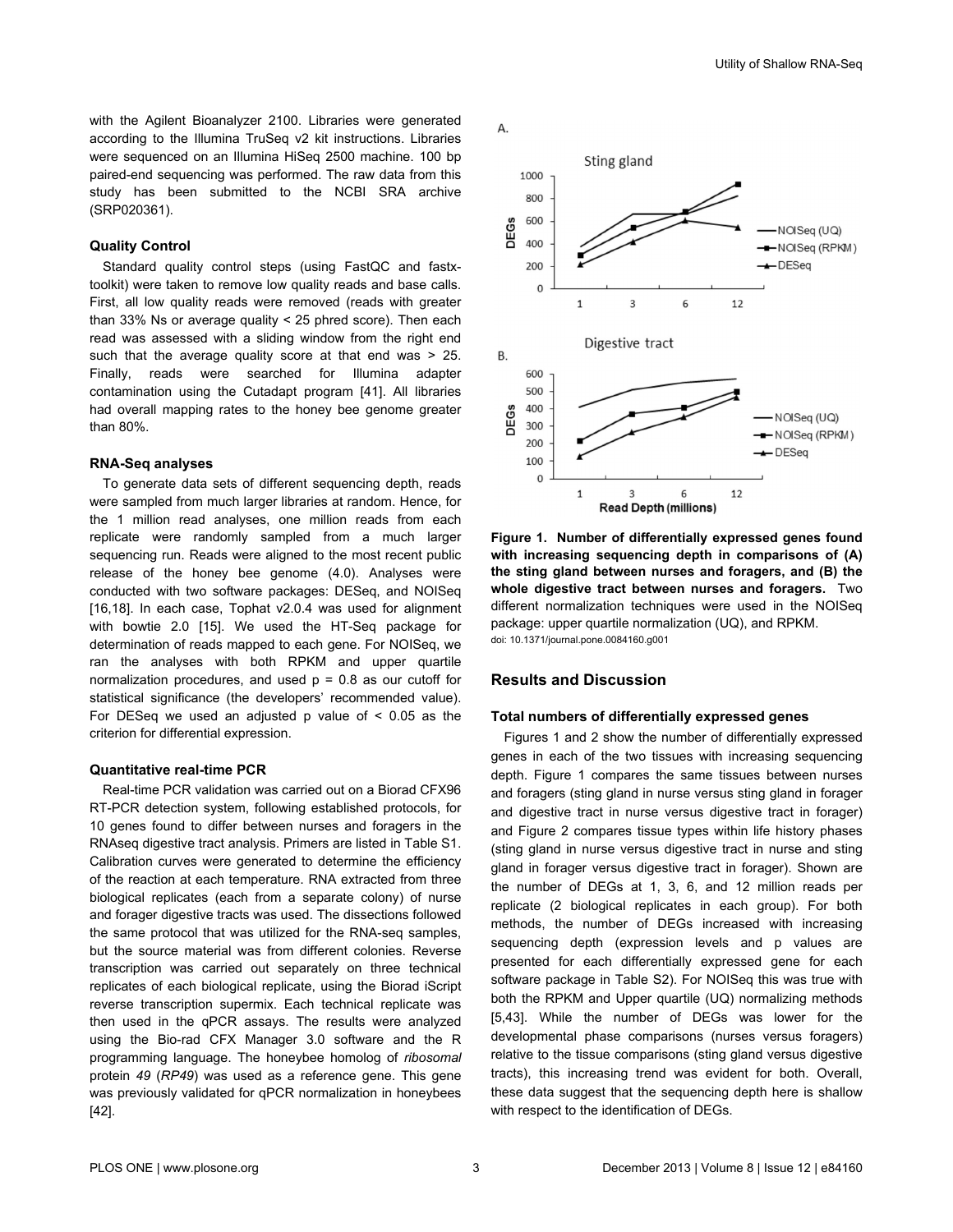with the Agilent Bioanalyzer 2100. Libraries were generated according to the Illumina TruSeq v2 kit instructions. Libraries were sequenced on an Illumina HiSeq 2500 machine. 100 bp paired-end sequencing was performed. The raw data from this study has been submitted to the NCBI SRA archive (SRP020361).

### Quality Control

Standard quality control steps (using FastQC and fastx-toolkit) were taken to remove low quality reads and base calls. First, all low quality reads were removed (reads with greater than 33% Ns or average quality < 25 phred score). Then each read was assessed with a sliding window from the right end such that the average quality score at that end was > 25. Finally, reads were searched for Illumina adapter contamination using the Cutadapt program [41]. All libraries had overall mapping rates to the honey bee genome greater than 80%.

### RNA-Seq analyses

To generate data sets of different sequencing depth, reads were sampled from much larger libraries at random. Hence, for the 1 million read analyses, one million reads from each replicate were randomly sampled from a much larger sequencing run. Reads were aligned to the most recent public release of the honey bee genome (4.0). Analyses were conducted with two software packages: DESeq, and NOISeq [16,18]. In each case, Tophat v2.0.4 was used for alignment with bowtie 2.0 [15]. We used the HT-Seq package for determination of reads mapped to each gene. For NOISeq, we ran the analyses with both RPKM and upper quartile normalization procedures, and used p = 0.8 as our cutoff for statistical significance (the developers' recommended value). For DESeq we used an adjusted p value of < 0.05 as the criterion for differential expression.

### Quantitative real-time PCR

Real-time PCR validation was carried out on a Biorad CFX96 RT-PCR detection system, following established protocols, for 10 genes found to differ between nurses and foragers in the RNAseq digestive tract analysis. Primers are listed in Table S1. Calibration curves were generated to determine the efficiency of the reaction at each temperature. RNA extracted from three biological replicates (each from a separate colony) of nurse and forager digestive tracts was used. The dissections followed the same protocol that was utilized for the RNA-seq samples, but the source material was from different colonies. Reverse transcription was carried out separately on three technical replicates of each biological replicate, using the Biorad iScript reverse transcription supermix. Each technical replicate was then used in the qPCR assays. The results were analyzed using the Bio-rad CFX Manager 3.0 software and the R programming language. The honeybee homolog of *ribosomal* protein *49* (*RP49*) was used as a reference gene. This gene was previously validated for qPCR normalization in honeybees [42].

**Figure 1. Number of differentially expressed genes found with increasing sequencing depth in comparisons of (A) the sting gland between nurses and foragers, and (B) the whole digestive tract between nurses and foragers.** Two different normalization techniques were used in the NOISeq package: upper quartile normalization (UQ), and RPKM.
doi: 10.1371/journal.pone.0084160.g001

## Results and Discussion

### Total numbers of differentially expressed genes

Figures 1 and 2 show the number of differentially expressed genes in each of the two tissues with increasing sequencing depth. Figure 1 compares the same tissues between nurses and foragers (sting gland in nurse versus sting gland in forager and digestive tract in nurse versus digestive tract in forager) and Figure 2 compares tissue types within life history phases (sting gland in nurse versus digestive tract in nurse and sting gland in forager versus digestive tract in forager). Shown are the number of DEGs at 1, 3, 6, and 12 million reads per replicate (2 biological replicates in each group). For both methods, the number of DEGs increased with increasing sequencing depth (expression levels and p values are presented for each differentially expressed gene for each software package in Table S2). For NOISeq this was true with both the RPKM and Upper quartile (UQ) normalizing methods [5,43]. While the number of DEGs was lower for the developmental phase comparisons (nurses versus foragers) relative to the tissue comparisons (sting gland versus digestive tracts), this increasing trend was evident for both. Overall, these data suggest that the sequencing depth here is shallow with respect to the identification of DEGs.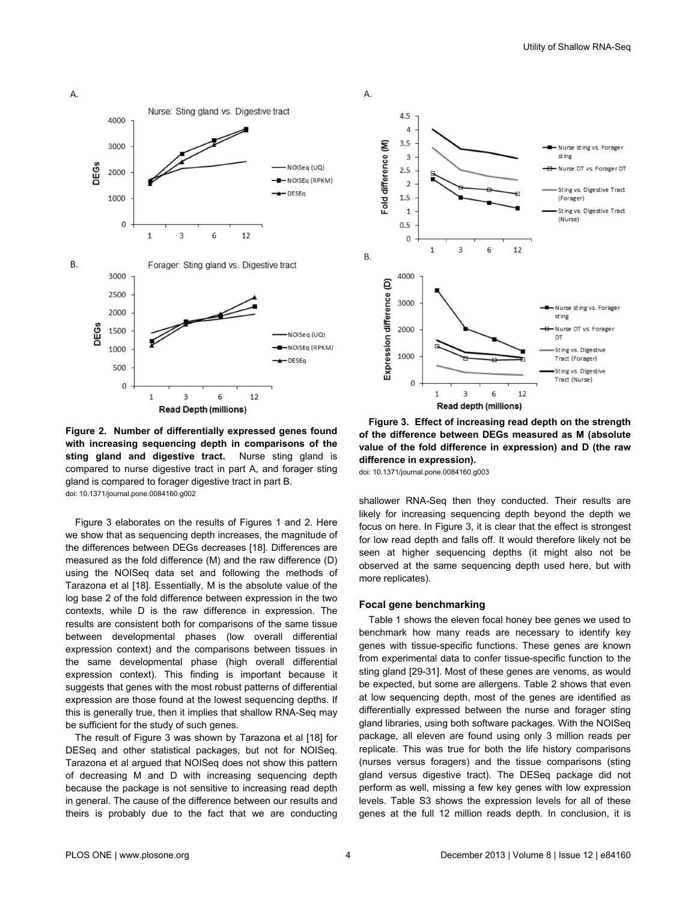**Figure 2. Number of differentially expressed genes found with increasing sequencing depth in comparisons of the sting gland and digestive tract.** Nurse sting gland is compared to nurse digestive tract in part A, and forager sting gland is compared to forager digestive tract in part B.
doi: 10.1371/journal.pone.0084160.g002

Figure 3 elaborates on the results of Figures 1 and 2. Here we show that as sequencing depth increases, the magnitude of the differences between DEGs decreases [18]. Differences are measured as the fold difference (M) and the raw difference (D) using the NOISeq data set and following the methods of Tarazona et al [18]. Essentially, M is the absolute value of the log base 2 of the fold difference between expression in the two contexts, while D is the raw difference in expression. The results are consistent both for comparisons of the same tissue between developmental phases (low overall differential expression context) and the comparisons between tissues in the same developmental phase (high overall differential expression context). This finding is important because it suggests that genes with the most robust patterns of differential expression are those found at the lowest sequencing depths. If this is generally true, then it implies that shallow RNA-Seq may be sufficient for the study of such genes.

The result of Figure 3 was shown by Tarazona et al [18] for DESeq and other statistical packages, but not for NOISeq. Tarazona et al argued that NOISeq does not show this pattern of decreasing M and D with increasing sequencing depth because the package is not sensitive to increasing read depth in general. The cause of the difference between our results and theirs is probably due to the fact that we are conducting shallower RNA-Seq then they conducted. Their results are likely for increasing sequencing depth beyond the depth we focus on here. In Figure 3, it is clear that the effect is strongest for low read depth and falls off. It would therefore likely not be seen at higher sequencing depths (it might also not be observed at the same sequencing depth used here, but with more replicates).

**Figure 3. Effect of increasing read depth on the strength of the difference between DEGs measured as M (absolute value of the fold difference in expression) and D (the raw difference in expression).**
doi: 10.1371/journal.pone.0084160.g003

### Focal gene benchmarking

Table 1 shows the eleven focal honey bee genes we used to benchmark how many reads are necessary to identify key genes with tissue-specific functions. These genes are known from experimental data to confer tissue-specific function to the sting gland [29-31]. Most of these genes are venoms, as would be expected, but some are allergens. Table 2 shows that even at low sequencing depth, most of the genes are identified as differentially expressed between the nurse and forager sting gland libraries, using both software packages. With the NOISeq package, all eleven are found using only 3 million reads per replicate. This was true for both the life history comparisons (nurses versus foragers) and the tissue comparisons (sting gland versus digestive tract). The DESeq package did not perform as well, missing a few key genes with low expression levels. Table S3 shows the expression levels for all of these genes at the full 12 million reads depth. In conclusion, it is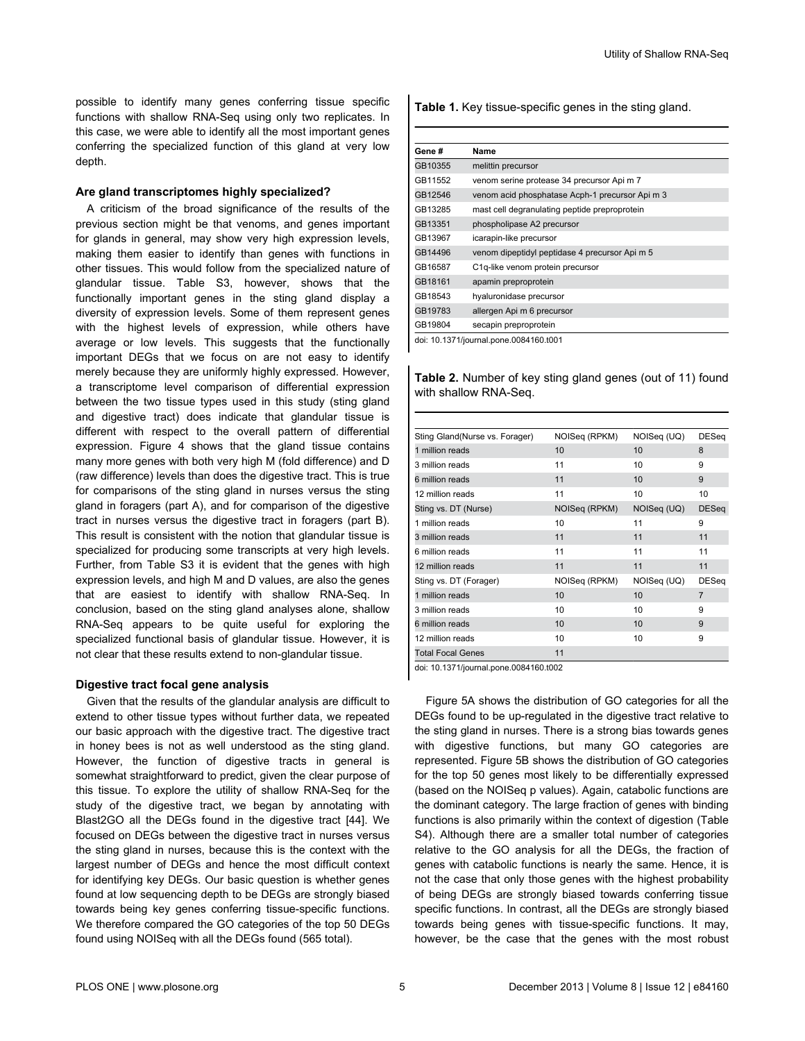possible to identify many genes conferring tissue specific functions with shallow RNA-Seq using only two replicates. In this case, we were able to identify all the most important genes conferring the specialized function of this gland at very low depth.

### Are gland transcriptomes highly specialized?

A criticism of the broad significance of the results of the previous section might be that venoms, and genes important for glands in general, may show very high expression levels, making them easier to identify than genes with functions in other tissues. This would follow from the specialized nature of glandular tissue. Table S3, however, shows that the functionally important genes in the sting gland display a diversity of expression levels. Some of them represent genes with the highest levels of expression, while others have average or low levels. This suggests that the functionally important DEGs that we focus on are not easy to identify merely because they are uniformly highly expressed. However, a transcriptome level comparison of differential expression between the two tissue types used in this study (sting gland and digestive tract) does indicate that glandular tissue is different with respect to the overall pattern of differential expression. Figure 4 shows that the gland tissue contains many more genes with both very high M (fold difference) and D (raw difference) levels than does the digestive tract. This is true for comparisons of the sting gland in nurses versus the sting gland in foragers (part A), and for comparison of the digestive tract in nurses versus the digestive tract in foragers (part B). This result is consistent with the notion that glandular tissue is specialized for producing some transcripts at very high levels. Further, from Table S3 it is evident that the genes with high expression levels, and high M and D values, are also the genes that are easiest to identify with shallow RNA-Seq. In conclusion, based on the sting gland analyses alone, shallow RNA-Seq appears to be quite useful for exploring the specialized functional basis of glandular tissue. However, it is not clear that these results extend to non-glandular tissue.

### Digestive tract focal gene analysis

Given that the results of the glandular analysis are difficult to extend to other tissue types without further data, we repeated our basic approach with the digestive tract. The digestive tract in honey bees is not as well understood as the sting gland. However, the function of digestive tracts in general is somewhat straightforward to predict, given the clear purpose of this tissue. To explore the utility of shallow RNA-Seq for the study of the digestive tract, we began by annotating with Blast2GO all the DEGs found in the digestive tract [44]. We focused on DEGs between the digestive tract in nurses versus the sting gland in nurses, because this is the context with the largest number of DEGs and hence the most difficult context for identifying key DEGs. Our basic question is whether genes found at low sequencing depth to be DEGs are strongly biased towards being key genes conferring tissue-specific functions. We therefore compared the GO categories of the top 50 DEGs found using NOISeq with all the DEGs found (565 total).

**Table 1.** Key tissue-specific genes in the sting gland.

| Gene # | Name |
|---|---|
| GB10355 | melittin precursor |
| GB11552 | venom serine protease 34 precursor Api m 7 |
| GB12546 | venom acid phosphatase Acph-1 precursor Api m 3 |
| GB13285 | mast cell degranulating peptide preproprotein |
| GB13351 | phospholipase A2 precursor |
| GB13967 | icarapin-like precursor |
| GB14496 | venom dipeptidyl peptidase 4 precursor Api m 5 |
| GB16587 | C1q-like venom protein precursor |
| GB18161 | apamin preproprotein |
| GB18543 | hyaluronidase precursor |
| GB19783 | allergen Api m 6 precursor |
| GB19804 | secapin preproprotein |

doi: 10.1371/journal.pone.0084160.t001

**Table 2.** Number of key sting gland genes (out of 11) found with shallow RNA-Seq.

| Sting Gland(Nurse vs. Forager) | NOISeq (RPKM) | NOISeq (UQ) | DESeq |
|---|---|---|---|
| 1 million reads | 10 | 10 | 8 |
| 3 million reads | 11 | 10 | 9 |
| 6 million reads | 11 | 10 | 9 |
| 12 million reads | 11 | 10 | 10 |
| Sting vs. DT (Nurse) | NOISeq (RPKM) | NOISeq (UQ) | DESeq |
| 1 million reads | 10 | 11 | 9 |
| 3 million reads | 11 | 11 | 11 |
| 6 million reads | 11 | 11 | 11 |
| 12 million reads | 11 | 11 | 11 |
| Sting vs. DT (Forager) | NOISeq (RPKM) | NOISeq (UQ) | DESeq |
| 1 million reads | 10 | 10 | 7 |
| 3 million reads | 10 | 10 | 9 |
| 6 million reads | 10 | 10 | 9 |
| 12 million reads | 10 | 10 | 9 |
| Total Focal Genes | 11 | | |

doi: 10.1371/journal.pone.0084160.t002

Figure 5A shows the distribution of GO categories for all the DEGs found to be up-regulated in the digestive tract relative to the sting gland in nurses. There is a strong bias towards genes with digestive functions, but many GO categories are represented. Figure 5B shows the distribution of GO categories for the top 50 genes most likely to be differentially expressed (based on the NOISeq p values). Again, catabolic functions are the dominant category. The large fraction of genes with binding functions is also primarily within the context of digestion (Table S4). Although there are a smaller total number of categories relative to the GO analysis for all the DEGs, the fraction of genes with catabolic functions is nearly the same. Hence, it is not the case that only those genes with the highest probability of being DEGs are strongly biased towards conferring tissue specific functions. In contrast, all the DEGs are strongly biased towards being genes with tissue-specific functions. It may, however, be the case that the genes with the most robust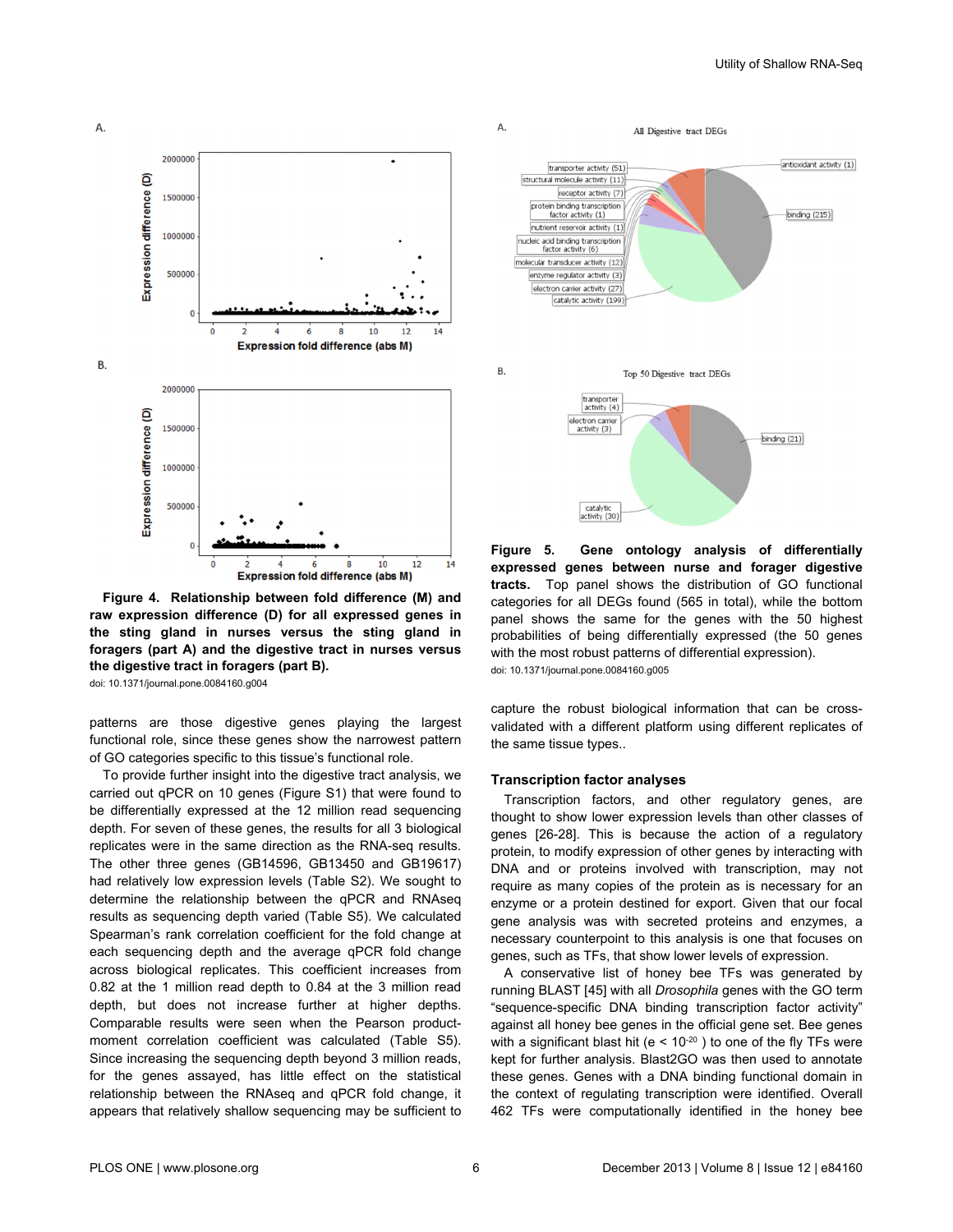**Figure 4. Relationship between fold difference (M) and raw expression difference (D) for all expressed genes in the sting gland in nurses versus the sting gland in foragers (part A) and the digestive tract in nurses versus the digestive tract in foragers (part B).**

doi: 10.1371/journal.pone.0084160.g004

patterns are those digestive genes playing the largest functional role, since these genes show the narrowest pattern of GO categories specific to this tissue's functional role.

To provide further insight into the digestive tract analysis, we carried out qPCR on 10 genes (Figure S1) that were found to be differentially expressed at the 12 million read sequencing depth. For seven of these genes, the results for all 3 biological replicates were in the same direction as the RNA-seq results. The other three genes (GB14596, GB13450 and GB19617) had relatively low expression levels (Table S2). We sought to determine the relationship between the qPCR and RNAseq results as sequencing depth varied (Table S5). We calculated Spearman's rank correlation coefficient for the fold change at each sequencing depth and the average qPCR fold change across biological replicates. This coefficient increases from 0.82 at the 1 million read depth to 0.84 at the 3 million read depth, but does not increase further at higher depths. Comparable results were seen when the Pearson product-moment correlation coefficient was calculated (Table S5). Since increasing the sequencing depth beyond 3 million reads, for the genes assayed, has little effect on the statistical relationship between the RNAseq and qPCR fold change, it appears that relatively shallow sequencing may be sufficient to capture the robust biological information that can be cross-validated with a different platform using different replicates of the same tissue types..

**Figure 5. Gene ontology analysis of differentially expressed genes between nurse and forager digestive tracts.** Top panel shows the distribution of GO functional categories for all DEGs found (565 in total), while the bottom panel shows the same for the genes with the 50 highest probabilities of being differentially expressed (the 50 genes with the most robust patterns of differential expression).

doi: 10.1371/journal.pone.0084160.g005

### Transcription factor analyses

Transcription factors, and other regulatory genes, are thought to show lower expression levels than other classes of genes [26-28]. This is because the action of a regulatory protein, to modify expression of other genes by interacting with DNA and or proteins involved with transcription, may not require as many copies of the protein as is necessary for an enzyme or a protein destined for export. Given that our focal gene analysis was with secreted proteins and enzymes, a necessary counterpoint to this analysis is one that focuses on genes, such as TFs, that show lower levels of expression.

A conservative list of honey bee TFs was generated by running BLAST [45] with all *Drosophila* genes with the GO term "sequence-specific DNA binding transcription factor activity" against all honey bee genes in the official gene set. Bee genes with a significant blast hit (e < $10^{-20}$ ) to one of the fly TFs were kept for further analysis. Blast2GO was then used to annotate these genes. Genes with a DNA binding functional domain in the context of regulating transcription were identified. Overall 462 TFs were computationally identified in the honey bee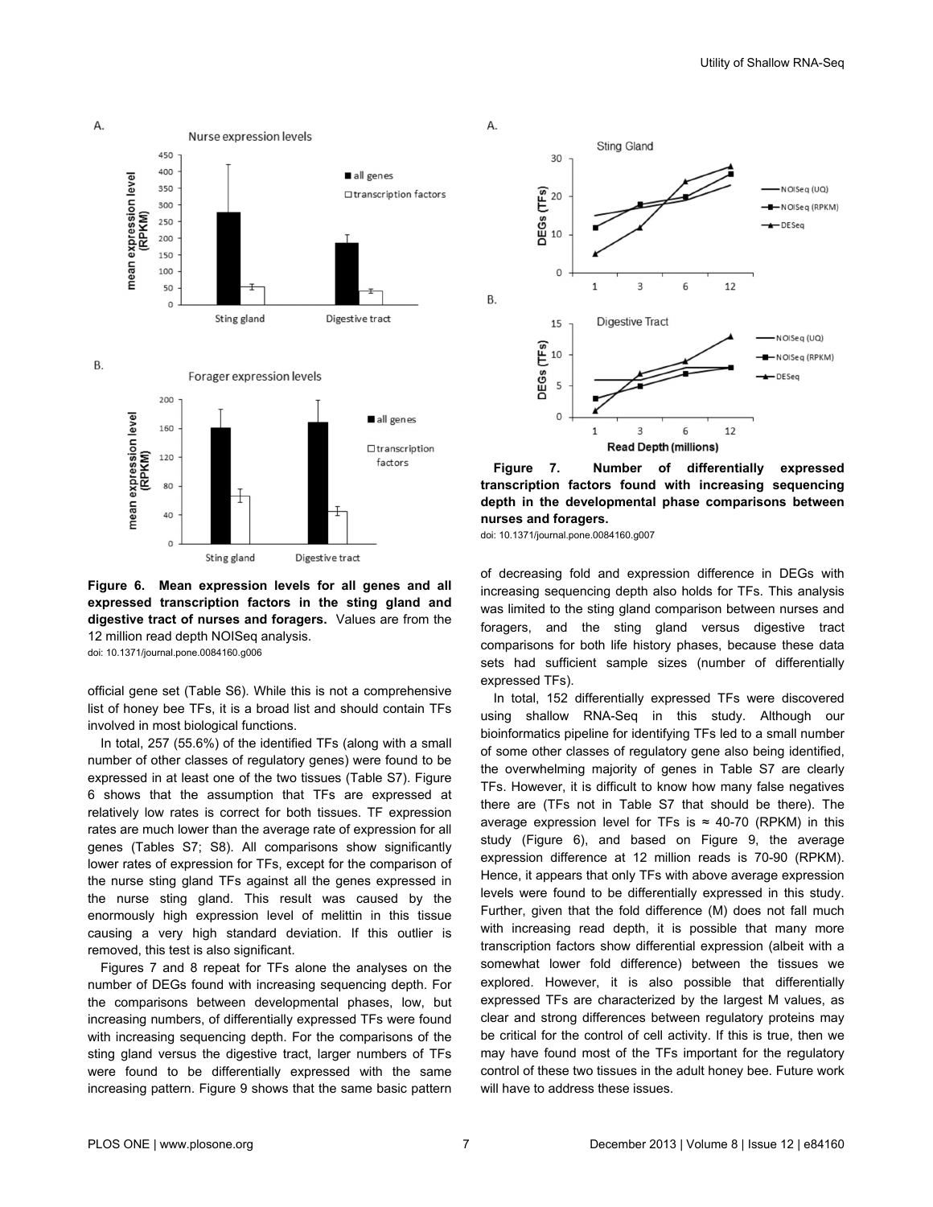**Figure 6. Mean expression levels for all genes and all expressed transcription factors in the sting gland and digestive tract of nurses and foragers.** Values are from the 12 million read depth NOISeq analysis.

doi: 10.1371/journal.pone.0084160.g006

**Figure 7. Number of differentially expressed transcription factors found with increasing sequencing depth in the developmental phase comparisons between nurses and foragers.**

doi: 10.1371/journal.pone.0084160.g007

official gene set (Table S6). While this is not a comprehensive list of honey bee TFs, it is a broad list and should contain TFs involved in most biological functions.

In total, 257 (55.6%) of the identified TFs (along with a small number of other classes of regulatory genes) were found to be expressed in at least one of the two tissues (Table S7). Figure 6 shows that the assumption that TFs are expressed at relatively low rates is correct for both tissues. TF expression rates are much lower than the average rate of expression for all genes (Tables S7; S8). All comparisons show significantly lower rates of expression for TFs, except for the comparison of the nurse sting gland TFs against all the genes expressed in the nurse sting gland. This result was caused by the enormously high expression level of melittin in this tissue causing a very high standard deviation. If this outlier is removed, this test is also significant.

Figures 7 and 8 repeat for TFs alone the analyses on the number of DEGs found with increasing sequencing depth. For the comparisons between developmental phases, low, but increasing numbers, of differentially expressed TFs were found with increasing sequencing depth. For the comparisons of the sting gland versus the digestive tract, larger numbers of TFs were found to be differentially expressed with the same increasing pattern. Figure 9 shows that the same basic pattern of decreasing fold and expression difference in DEGs with increasing sequencing depth also holds for TFs. This analysis was limited to the sting gland comparison between nurses and foragers, and the sting gland versus digestive tract comparisons for both life history phases, because these data sets had sufficient sample sizes (number of differentially expressed TFs).

In total, 152 differentially expressed TFs were discovered using shallow RNA-Seq in this study. Although our bioinformatics pipeline for identifying TFs led to a small number of some other classes of regulatory gene also being identified, the overwhelming majority of genes in Table S7 are clearly TFs. However, it is difficult to know how many false negatives there are (TFs not in Table S7 that should be there). The average expression level for TFs is ≈ 40-70 (RPKM) in this study (Figure 6), and based on Figure 9, the average expression difference at 12 million reads is 70-90 (RPKM). Hence, it appears that only TFs with above average expression levels were found to be differentially expressed in this study. Further, given that the fold difference (M) does not fall much with increasing read depth, it is possible that many more transcription factors show differential expression (albeit with a somewhat lower fold difference) between the tissues we explored. However, it is also possible that differentially expressed TFs are characterized by the largest M values, as clear and strong differences between regulatory proteins may be critical for the control of cell activity. If this is true, then we may have found most of the TFs important for the regulatory control of these two tissues in the adult honey bee. Future work will have to address these issues.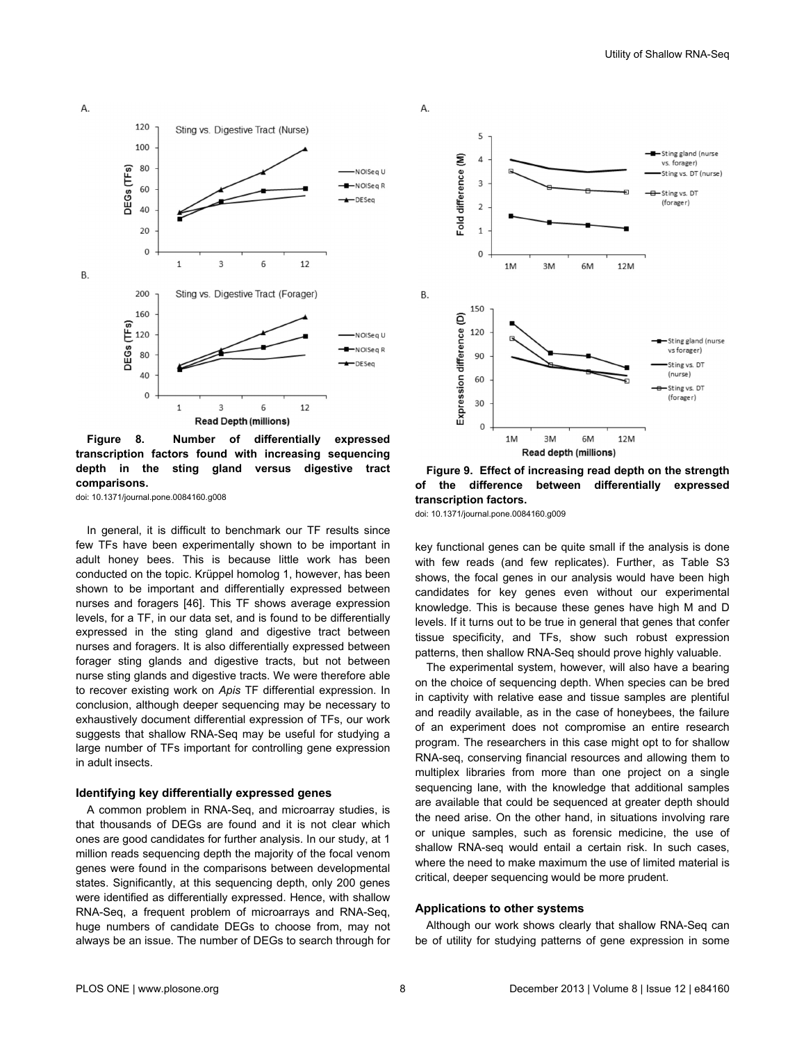**Figure 8. Number of differentially expressed transcription factors found with increasing sequencing depth in the sting gland versus digestive tract comparisons.**

doi: 10.1371/journal.pone.0084160.g008

In general, it is difficult to benchmark our TF results since few TFs have been experimentally shown to be important in adult honey bees. This is because little work has been conducted on the topic. Krüppel homolog 1, however, has been shown to be important and differentially expressed between nurses and foragers [46]. This TF shows average expression levels, for a TF, in our data set, and is found to be differentially expressed in the sting gland and digestive tract between nurses and foragers. It is also differentially expressed between forager sting glands and digestive tracts, but not between nurse sting glands and digestive tracts. We were therefore able to recover existing work on *Apis* TF differential expression. In conclusion, although deeper sequencing may be necessary to exhaustively document differential expression of TFs, our work suggests that shallow RNA-Seq may be useful for studying a large number of TFs important for controlling gene expression in adult insects.

### Identifying key differentially expressed genes

A common problem in RNA-Seq, and microarray studies, is that thousands of DEGs are found and it is not clear which ones are good candidates for further analysis. In our study, at 1 million reads sequencing depth the majority of the focal venom genes were found in the comparisons between developmental states. Significantly, at this sequencing depth, only 200 genes were identified as differentially expressed. Hence, with shallow RNA-Seq, a frequent problem of microarrays and RNA-Seq, huge numbers of candidate DEGs to choose from, may not always be an issue. The number of DEGs to search through for key functional genes can be quite small if the analysis is done with few reads (and few replicates). Further, as Table S3 shows, the focal genes in our analysis would have been high candidates for key genes even without our experimental knowledge. This is because these genes have high M and D levels. If it turns out to be true in general that genes that confer tissue specificity, and TFs, show such robust expression patterns, then shallow RNA-Seq should prove highly valuable.

**Figure 9. Effect of increasing read depth on the strength of the difference between differentially expressed transcription factors.**

doi: 10.1371/journal.pone.0084160.g009

The experimental system, however, will also have a bearing on the choice of sequencing depth. When species can be bred in captivity with relative ease and tissue samples are plentiful and readily available, as in the case of honeybees, the failure of an experiment does not compromise an entire research program. The researchers in this case might opt to for shallow RNA-seq, conserving financial resources and allowing them to multiplex libraries from more than one project on a single sequencing lane, with the knowledge that additional samples are available that could be sequenced at greater depth should the need arise. On the other hand, in situations involving rare or unique samples, such as forensic medicine, the use of shallow RNA-seq would entail a certain risk. In such cases, where the need to make maximum the use of limited material is critical, deeper sequencing would be more prudent.

### Applications to other systems

Although our work shows clearly that shallow RNA-Seq can be of utility for studying patterns of gene expression in some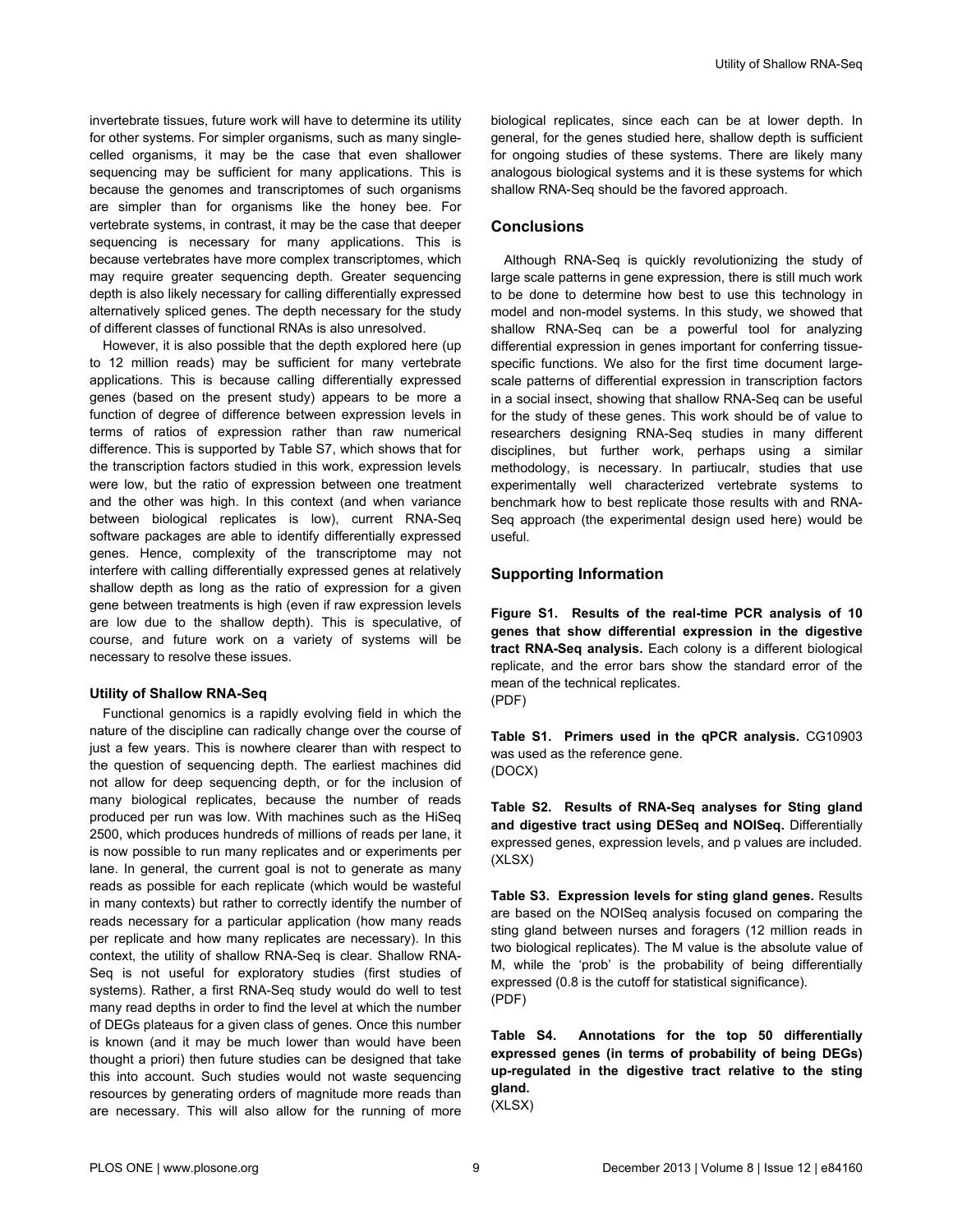invertebrate tissues, future work will have to determine its utility for other systems. For simpler organisms, such as many single-celled organisms, it may be the case that even shallower sequencing may be sufficient for many applications. This is because the genomes and transcriptomes of such organisms are simpler than for organisms like the honey bee. For vertebrate systems, in contrast, it may be the case that deeper sequencing is necessary for many applications. This is because vertebrates have more complex transcriptomes, which may require greater sequencing depth. Greater sequencing depth is also likely necessary for calling differentially expressed alternatively spliced genes. The depth necessary for the study of different classes of functional RNAs is also unresolved.

However, it is also possible that the depth explored here (up to 12 million reads) may be sufficient for many vertebrate applications. This is because calling differentially expressed genes (based on the present study) appears to be more a function of degree of difference between expression levels in terms of ratios of expression rather than raw numerical difference. This is supported by Table S7, which shows that for the transcription factors studied in this work, expression levels were low, but the ratio of expression between one treatment and the other was high. In this context (and when variance between biological replicates is low), current RNA-Seq software packages are able to identify differentially expressed genes. Hence, complexity of the transcriptome may not interfere with calling differentially expressed genes at relatively shallow depth as long as the ratio of expression for a given gene between treatments is high (even if raw expression levels are low due to the shallow depth). This is speculative, of course, and future work on a variety of systems will be necessary to resolve these issues.

### Utility of Shallow RNA-Seq

Functional genomics is a rapidly evolving field in which the nature of the discipline can radically change over the course of just a few years. This is nowhere clearer than with respect to the question of sequencing depth. The earliest machines did not allow for deep sequencing depth, or for the inclusion of many biological replicates, because the number of reads produced per run was low. With machines such as the HiSeq 2500, which produces hundreds of millions of reads per lane, it is now possible to run many replicates and or experiments per lane. In general, the current goal is not to generate as many reads as possible for each replicate (which would be wasteful in many contexts) but rather to correctly identify the number of reads necessary for a particular application (how many reads per replicate and how many replicates are necessary). In this context, the utility of shallow RNA-Seq is clear. Shallow RNA-Seq is not useful for exploratory studies (first studies of systems). Rather, a first RNA-Seq study would do well to test many read depths in order to find the level at which the number of DEGs plateaus for a given class of genes. Once this number is known (and it may be much lower than would have been thought a priori) then future studies can be designed that take this into account. Such studies would not waste sequencing resources by generating orders of magnitude more reads than are necessary. This will also allow for the running of more biological replicates, since each can be at lower depth. In general, for the genes studied here, shallow depth is sufficient for ongoing studies of these systems. There are likely many analogous biological systems and it is these systems for which shallow RNA-Seq should be the favored approach.

## Conclusions

Although RNA-Seq is quickly revolutionizing the study of large scale patterns in gene expression, there is still much work to be done to determine how best to use this technology in model and non-model systems. In this study, we showed that shallow RNA-Seq can be a powerful tool for analyzing differential expression in genes important for conferring tissue-specific functions. We also for the first time document large-scale patterns of differential expression in transcription factors in a social insect, showing that shallow RNA-Seq can be useful for the study of these genes. This work should be of value to researchers designing RNA-Seq studies in many different disciplines, but further work, perhaps using a similar methodology, is necessary. In partiucalr, studies that use experimentally well characterized vertebrate systems to benchmark how to best replicate those results with and RNA-Seq approach (the experimental design used here) would be useful.

## Supporting Information

**Figure S1. Results of the real-time PCR analysis of 10 genes that show differential expression in the digestive tract RNA-Seq analysis.** Each colony is a different biological replicate, and the error bars show the standard error of the mean of the technical replicates.
(PDF)

**Table S1. Primers used in the qPCR analysis.** CG10903 was used as the reference gene.
(DOCX)

**Table S2. Results of RNA-Seq analyses for Sting gland and digestive tract using DESeq and NOISeq.** Differentially expressed genes, expression levels, and p values are included.
(XLSX)

**Table S3. Expression levels for sting gland genes.** Results are based on the NOISeq analysis focused on comparing the sting gland between nurses and foragers (12 million reads in two biological replicates). The M value is the absolute value of M, while the 'prob' is the probability of being differentially expressed (0.8 is the cutoff for statistical significance).
(PDF)

**Table S4. Annotations for the top 50 differentially expressed genes (in terms of probability of being DEGs) up-regulated in the digestive tract relative to the sting gland.**
(XLSX)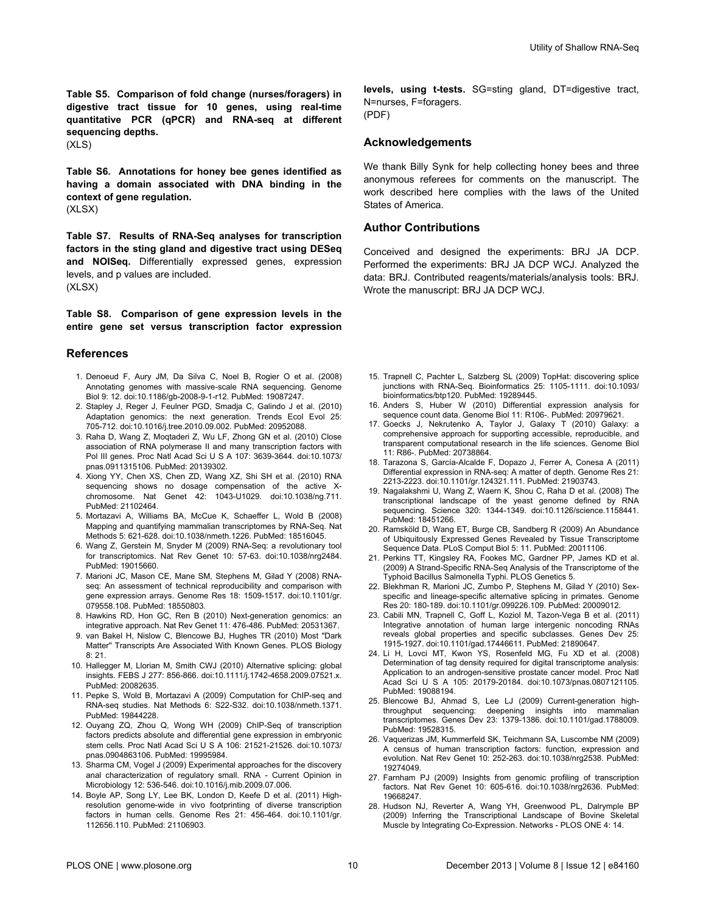**Table S5. Comparison of fold change (nurses/foragers) in digestive tract tissue for 10 genes, using real-time quantitative PCR (qPCR) and RNA-seq at different sequencing depths.**
(XLS)

**Table S6. Annotations for honey bee genes identified as having a domain associated with DNA binding in the context of gene regulation.**
(XLSX)

**Table S7. Results of RNA-Seq analyses for transcription factors in the sting gland and digestive tract using DESeq and NOISeq.** Differentially expressed genes, expression levels, and p values are included.
(XLSX)

**Table S8. Comparison of gene expression levels in the entire gene set versus transcription factor expression levels, using t-tests.** SG=sting gland, DT=digestive tract, N=nurses, F=foragers.
(PDF)

## Acknowledgements

We thank Billy Synk for help collecting honey bees and three anonymous referees for comments on the manuscript. The work described here complies with the laws of the United States of America.

## Author Contributions

Conceived and designed the experiments: BRJ JA DCP. Performed the experiments: BRJ JA DCP WCJ. Analyzed the data: BRJ. Contributed reagents/materials/analysis tools: BRJ. Wrote the manuscript: BRJ JA DCP WCJ.

## References

1. Denoeud F, Aury JM, Da Silva C, Noel B, Rogier O et al. (2008) Annotating genomes with massive-scale RNA sequencing. Genome Biol 9: 12. doi:10.1186/gb-2008-9-1-r12. PubMed: 19087247.
2. Stapley J, Reger J, Feulner PGD, Smadja C, Galindo J et al. (2010) Adaptation genomics: the next generation. Trends Ecol Evol 25: 705-712. doi:10.1016/j.tree.2010.09.002. PubMed: 20952088.
3. Raha D, Wang Z, Moqtaderi Z, Wu LF, Zhong GN et al. (2010) Close association of RNA polymerase II and many transcription factors with Pol III genes. Proc Natl Acad Sci U S A 107: 3639-3644. doi:10.1073/pnas.0911315106. PubMed: 20139302.
4. Xiong YY, Chen XS, Chen ZD, Wang XZ, Shi SH et al. (2010) RNA sequencing shows no dosage compensation of the active X-chromosome. Nat Genet 42: 1043-U1029. doi:10.1038/ng.711. PubMed: 21102464.
5. Mortazavi A, Williams BA, McCue K, Schaeffer L, Wold B (2008) Mapping and quantifying mammalian transcriptomes by RNA-Seq. Nat Methods 5: 621-628. doi:10.1038/nmeth.1226. PubMed: 18516045.
6. Wang Z, Gerstein M, Snyder M (2009) RNA-Seq: a revolutionary tool for transcriptomics. Nat Rev Genet 10: 57-63. doi:10.1038/nrg2484. PubMed: 19015660.
7. Marioni JC, Mason CE, Mane SM, Stephens M, Gilad Y (2008) RNA-seq: An assessment of technical reproducibility and comparison with gene expression arrays. Genome Res 18: 1509-1517. doi:10.1101/gr.079558.108. PubMed: 18550803.
8. Hawkins RD, Hon GC, Ren B (2010) Next-generation genomics: an integrative approach. Nat Rev Genet 11: 476-486. PubMed: 20531367.
9. van Bakel H, Nislow C, Blencowe BJ, Hughes TR (2010) Most "Dark Matter" Transcripts Are Associated With Known Genes. PLOS Biology 8: 21.
10. Hallegger M, Llorian M, Smith CWJ (2010) Alternative splicing: global insights. FEBS J 277: 856-866. doi:10.1111/j.1742-4658.2009.07521.x. PubMed: 20082635.
11. Pepke S, Wold B, Mortazavi A (2009) Computation for ChIP-seq and RNA-seq studies. Nat Methods 6: S22-S32. doi:10.1038/nmeth.1371. PubMed: 19844228.
12. Ouyang ZQ, Zhou Q, Wong WH (2009) ChIP-Seq of transcription factors predicts absolute and differential gene expression in embryonic stem cells. Proc Natl Acad Sci U S A 106: 21521-21526. doi:10.1073/pnas.0904863106. PubMed: 19995984.
13. Sharma CM, Vogel J (2009) Experimental approaches for the discovery anal characterization of regulatory small. RNA - Current Opinion in Microbiology 12: 536-546. doi:10.1016/j.mib.2009.07.006.
14. Boyle AP, Song LY, Lee BK, London D, Keefe D et al. (2011) High-resolution genome-wide in vivo footprinting of diverse transcription factors in human cells. Genome Res 21: 456-464. doi:10.1101/gr.112656.110. PubMed: 21106903.
15. Trapnell C, Pachter L, Salzberg SL (2009) TopHat: discovering splice junctions with RNA-Seq. Bioinformatics 25: 1105-1111. doi:10.1093/bioinformatics/btp120. PubMed: 19289445.
16. Anders S, Huber W (2010) Differential expression analysis for sequence count data. Genome Biol 11: R106-. PubMed: 20979621.
17. Goecks J, Nekrutenko A, Taylor J, Galaxy T (2010) Galaxy: a comprehensive approach for supporting accessible, reproducible, and transparent computational research in the life sciences. Genome Biol 11: R86-. PubMed: 20738864.
18. Tarazona S, García-Alcalde F, Dopazo J, Ferrer A, Conesa A (2011) Differential expression in RNA-seq: A matter of depth. Genome Res 21: 2213-2223. doi:10.1101/gr.124321.111. PubMed: 21903743.
19. Nagalakshmi U, Wang Z, Waern K, Shou C, Raha D et al. (2008) The transcriptional landscape of the yeast genome defined by RNA sequencing. Science 320: 1344-1349. doi:10.1126/science.1158441. PubMed: 18451266.
20. Ramsköld D, Wang ET, Burge CB, Sandberg R (2009) An Abundance of Ubiquitously Expressed Genes Revealed by Tissue Transcriptome Sequence Data. PLoS Comput Biol 5: 11. PubMed: 20011106.
21. Perkins TT, Kingsley RA, Fookes MC, Gardner PP, James KD et al. (2009) A Strand-Specific RNA-Seq Analysis of the Transcriptome of the Typhoid Bacillus Salmonella Typhi. PLOS Genetics 5.
22. Blekhman R, Marioni JC, Zumbo P, Stephens M, Gilad Y (2010) Sex-specific and lineage-specific alternative splicing in primates. Genome Res 20: 180-189. doi:10.1101/gr.099226.109. PubMed: 20009012.
23. Cabili MN, Trapnell C, Goff L, Koziol M, Tazon-Vega B et al. (2011) Integrative annotation of human large intergenic noncoding RNAs reveals global properties and specific subclasses. Genes Dev 25: 1915-1927. doi:10.1101/gad.17446611. PubMed: 21890647.
24. Li H, Lovci MT, Kwon YS, Rosenfeld MG, Fu XD et al. (2008) Determination of tag density required for digital transcriptome analysis: Application to an androgen-sensitive prostate cancer model. Proc Natl Acad Sci U S A 105: 20179-20184. doi:10.1073/pnas.0807121105. PubMed: 19088194.
25. Blencowe BJ, Ahmad S, Lee LJ (2009) Current-generation high-throughput sequencing: deepening insights into mammalian transcriptomes. Genes Dev 23: 1379-1386. doi:10.1101/gad.1788009. PubMed: 19528315.
26. Vaquerizas JM, Kummerfeld SK, Teichmann SA, Luscombe NM (2009) A census of human transcription factors: function, expression and evolution. Nat Rev Genet 10: 252-263. doi:10.1038/nrg2538. PubMed: 19274049.
27. Farnham PJ (2009) Insights from genomic profiling of transcription factors. Nat Rev Genet 10: 605-616. doi:10.1038/nrg2636. PubMed: 19668247.
28. Hudson NJ, Reverter A, Wang YH, Greenwood PL, Dalrymple BP (2009) Inferring the Transcriptional Landscape of Bovine Skeletal Muscle by Integrating Co-Expression. Networks - PLOS ONE 4: 14.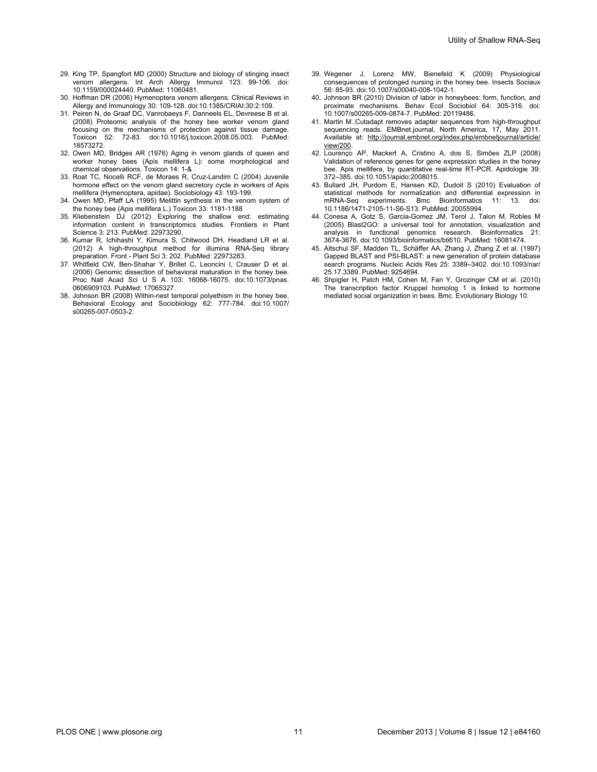29. King TP, Spangfort MD (2000) Structure and biology of stinging insect venom allergens. Int Arch Allergy Immunol 123: 99-106. doi: 10.1159/000024440. PubMed: 11060481.
30. Hoffman DR (2006) Hymenoptera venom allergens. Clinical Reviews in Allergy and Immunology 30: 109-128. doi:10.1385/CRIAI:30:2:109.
31. Peiren N, de Graaf DC, Vanrobaeys F, Danneels EL, Devreese B et al. (2008) Proteomic analysis of the honey bee worker venom gland focusing on the mechanisms of protection against tissue damage. Toxicon 52: 72-83. doi:10.1016/j.toxicon.2008.05.003. PubMed: 18573272.
32. Owen MD, Bridges AR (1976) Aging in venom glands of queen and worker honey bees (Apis mellifera L): some morphological and chemical observations. Toxicon 14: 1-&
33. Roat TC, Nocelli RCF, de Moraes R, Cruz-Landim C (2004) Juvenile hormone effect on the venom gland secretory cycle in workers of Apis mellifera (Hymenoptera, apidae). Sociobiology 43: 193-199.
34. Owen MD, Pfaff LA (1995) Melittin synthesis in the venom system of the honey bee (Apis mellifera L.) Toxicon 33: 1181-1188
35. Kliebenstein DJ (2012) Exploring the shallow end: estimating information content in transcriptomics studies. Frontiers in Plant Science 3: 213. PubMed: 22973290.
36. Kumar R, Ichihashi Y, Kimura S, Chitwood DH, Headland LR et al. (2012) A high-throughput method for illumina RNA-Seq library preparation. Front - Plant Sci 3: 202. PubMed: 22973283.
37. Whitfield CW, Ben-Shahar Y, Brillet C, Leoncini I, Crauser D et al. (2006) Genomic dissection of behavioral maturation in the honey bee. Proc Natl Acad Sci U S A 103: 16068-16075. doi:10.1073/pnas.0606909103. PubMed: 17065327.
38. Johnson BR (2008) Within-nest temporal polyethism in the honey bee. Behavioral Ecology and Sociobiology 62: 777-784. doi:10.1007/s00265-007-0503-2.
39. Wegener J, Lorenz MW, Bienefeld K (2009) Physiological consequences of prolonged nursing in the honey bee. Insects Sociaux 56: 85-93. doi:10.1007/s00040-008-1042-1.
40. Johnson BR (2010) Division of labor in honeybees: form, function, and proximate mechanisms. Behav Ecol Sociobiol 64: 305-316. doi:10.1007/s00265-009-0874-7. PubMed: 20119486.
41. Martin M..Cutadapt removes adapter sequences from high-throughput sequencing reads. EMBnet.journal, North America, 17, May 2011. Available at: http://journal.embnet.org/index.php/embnetjournal/article/view/200.
42. Lourenço AP, Mackert A, Cristino A, dos S, Simões ZLP (2008) Validation of reference genes for gene expression studies in the honey bee, Apis mellifera, by quantitative real-time RT-PCR. Apidologie 39: 372–385. doi:10.1051/apido:2008015.
43. Bullard JH, Purdom E, Hansen KD, Dudoit S (2010) Evaluation of statistical methods for normalization and differential expression in mRNA-Seq experiments. Bmc Bioinformatics 11: 13. doi:10.1186/1471-2105-11-S6-S13. PubMed: 20055994.
44. Conesa A, Gotz S, Garcia-Gomez JM, Terol J, Talon M, Robles M (2005) Blast2GO: a universal tool for annotation, visualization and analysis in functional genomics research. Bioinformatics 21: 3674-3676. doi:10.1093/bioinformatics/bti610. PubMed: 16081474.
45. Altschul SF, Madden TL, Schäffer AA, Zhang J, Zhang Z et al. (1997) Gapped BLAST and PSI-BLAST: a new generation of protein database search programs. Nucleic Acids Res 25: 3389–3402. doi:10.1093/nar/25.17.3389. PubMed: 9254694.
46. Shpigler H, Patch HM, Cohen M, Fan Y, Grozinger CM et al. (2010) The transcription factor Kruppel homolog 1 is linked to hormone mediated social organization in bees. Bmc. Evolutionary Biology 10.